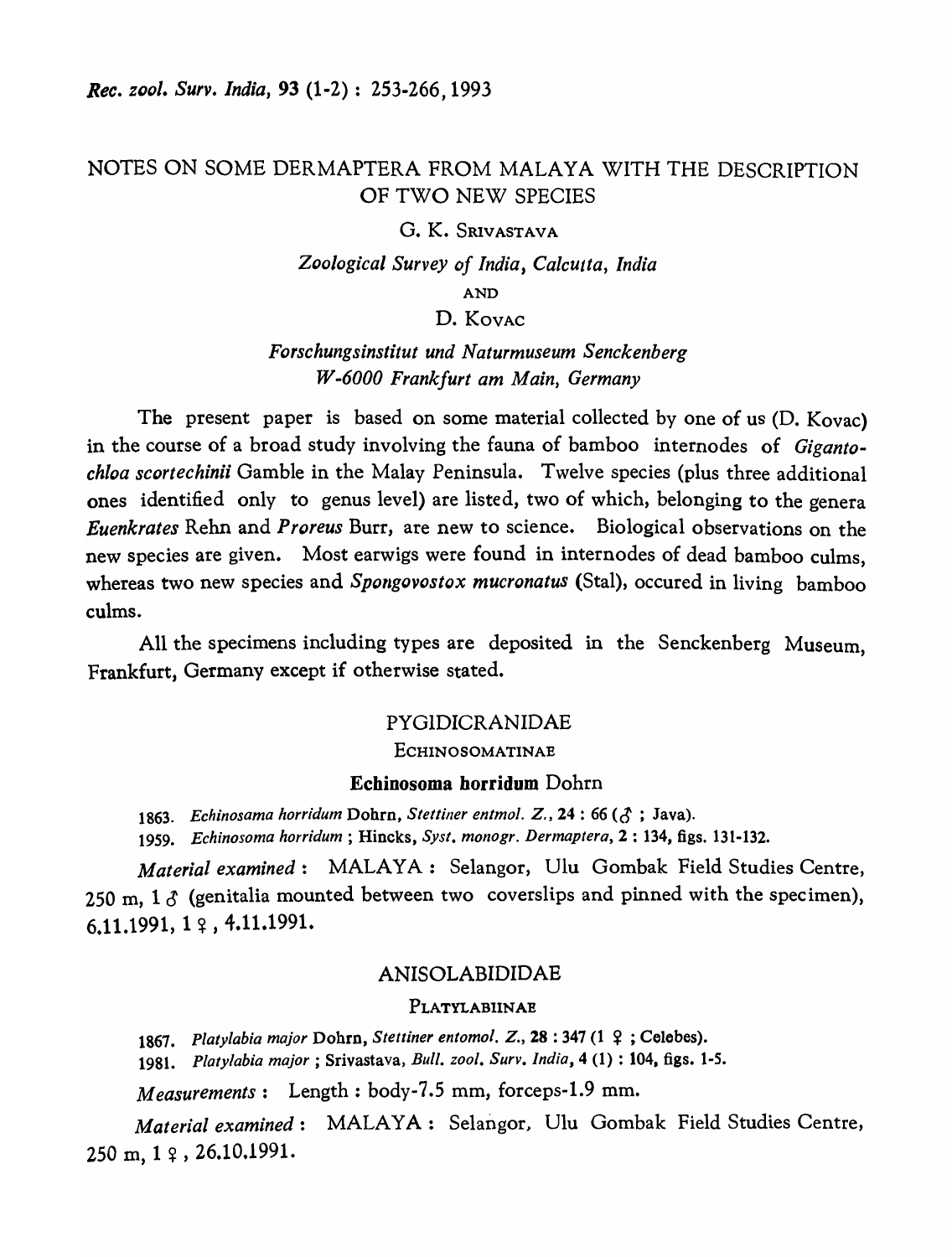# NOTES ON SOME DERMAPTERA FROM MALAYA WITH THE DESCRIPTION OF TWO NEW SPECIES

G. K. SRIVASTAVA

*Zoological Survey of India, Calcutta, India*

AND

D. KOVAC

*Forschungsinstitut und Naturmuseum Senckenberg*
*W-6000 Frankfurt am Main, Germany*

The present paper is based on some material collected by one of us (D. Kovac) in the course of a broad study involving the fauna of bamboo internodes of *Gigantochloa scortechinii* Gamble in the Malay Peninsula. Twelve species (plus three additional ones identified only to genus level) are listed, two of which, belonging to the genera *Euenkrates* Rehn and *Proreus* Burr, are new to science. Biological observations on the new species are given. Most earwigs were found in internodes of dead bamboo culms, whereas two new species and *Spongovostox mucronatus* (Stal), occured in living bamboo culms.

All the specimens including types are deposited in the Senckenberg Museum, Frankfurt, Germany except if otherwise stated.

## PYGIDICRANIDAE

### ECHINOSOMATINAE

#### Echinosoma horridum Dohrn

1863. *Echinosama horridum* Dohrn, *Stettiner entmol. Z.*, **24** : 66 (♂ ; Java).

1959. *Echinosoma horridum* ; Hincks, *Syst. monogr. Dermaptera*, **2** : 134, figs. 131-132.

*Material examined* : MALAYA : Selangor, Ulu Gombak Field Studies Centre, 250 m, 1 ♂ (genitalia mounted between two coverslips and pinned with the specimen), 6.11.1991, 1 ♀, 4.11.1991.

## ANISOLABIDIDAE

### PLATYLABIINAE

1867. *Platylabia major* Dohrn, *Stettiner entomol. Z.*, **28** : 347 (1 ♀ ; Celebes).

1981. *Platylabia major* ; Srivastava, *Bull. zool. Surv. India*, **4** (1) : 104, figs. 1-5.

*Measurements* : Length : body-7.5 mm, forceps-1.9 mm.

*Material examined* : MALAYA : Selangor, Ulu Gombak Field Studies Centre, 250 m, 1 ♀, 26.10.1991.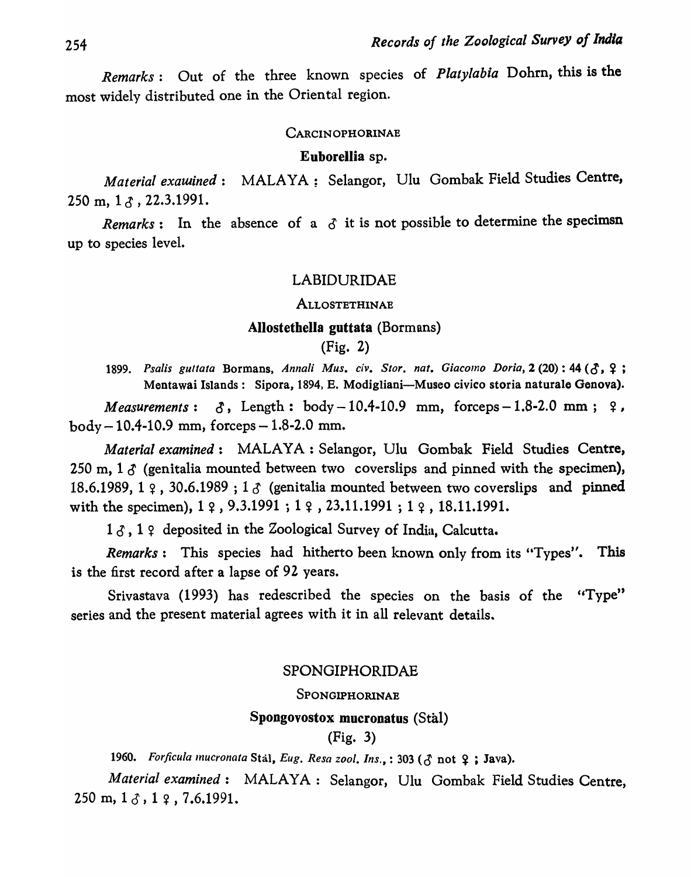*Remarks* : Out of the three known species of *Platylabia* Dohrn, this is the most widely distributed one in the Oriental region.

### CARCINOPHORINAE

#### Euborellia sp.

*Material exauined* : MALAYA : Selangor, Ulu Gombak Field Studies Centre, 250 m, 1 ♂, 22.3.1991.

*Remarks* : In the absence of a ♂ it is not possible to determine the specimsn up to species level.

## LABIDURIDAE

### ALLOSTETHINAE

#### Allostethella guttata (Bormans)

(Fig. 2)

1899. *Psalis guttata* Bormans, *Annali Mus. civ. Stor. nat. Giacomo Doria*, 2 (20) : 44 (♂, ♀ ; Mentawai Islands : Sipora, 1894, E. Modigliani—Museo civico storia naturale Genova).

*Measurements* : ♂, Length : body – 10.4-10.9 mm, forceps – 1.8-2.0 mm ; ♀, body – 10.4-10.9 mm, forceps – 1.8-2.0 mm.

*Material examined* : MALAYA : Selangor, Ulu Gombak Field Studies Centre, 250 m, 1 ♂ (genitalia mounted between two coverslips and pinned with the specimen), 18.6.1989, 1 ♀, 30.6.1989 ; 1 ♂ (genitalia mounted between two coverslips and pinned with the specimen), 1 ♀, 9.3.1991 ; 1 ♀, 23.11.1991 ; 1 ♀, 18.11.1991.

1 ♂, 1 ♀ deposited in the Zoological Survey of India, Calcutta.

*Remarks* : This species had hitherto been known only from its "Types". This is the first record after a lapse of 92 years.

Srivastava (1993) has redescribed the species on the basis of the "Type" series and the present material agrees with it in all relevant details.

## SPONGIPHORIDAE

### SPONGIPHORINAE

#### Spongovostox mucronatus (Stål)

(Fig. 3)

1960. *Forficula mucronata* Stål, *Eug. Resa zool. Ins.*, : 303 (♂ not ♀ ; Java).

*Material examined* : MALAYA : Selangor, Ulu Gombak Field Studies Centre, 250 m, 1 ♂, 1 ♀, 7.6.1991.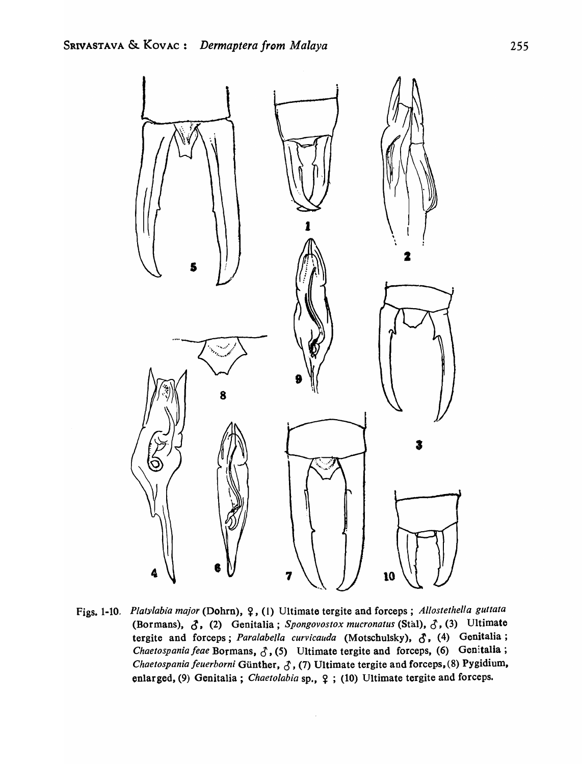Figs. 1-10. *Platylabia major* (Dohrn), ♀, (1) Ultimate tergite and forceps ; *Allostethella guttata* (Bormans), ♂, (2) Genitalia ; *Spongovostox mucronatus* (Stål), ♂, (3) Ultimate tergite and forceps ; *Paralabella curvicauda* (Motschulsky), ♂, (4) Genitalia ; *Chaetospania feae* Bormans, ♂, (5) Ultimate tergite and forceps, (6) Genitalia ; *Chaetospania feuerborni* Günther, ♂, (7) Ultimate tergite and forceps, (8) Pygidium, enlarged, (9) Genitalia ; *Chaetolabia* sp., ♀ ; (10) Ultimate tergite and forceps.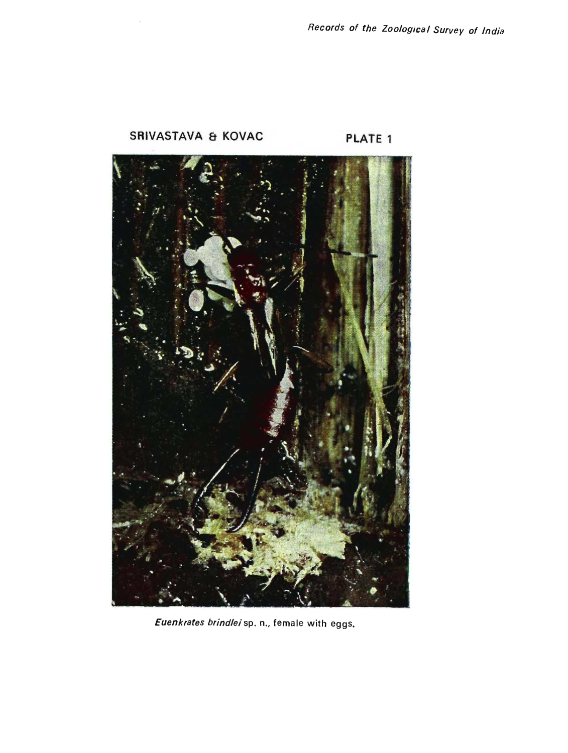SRIVASTAVA & KOVAC PLATE 1

*Euenkrates brindlei* sp. n., female with eggs.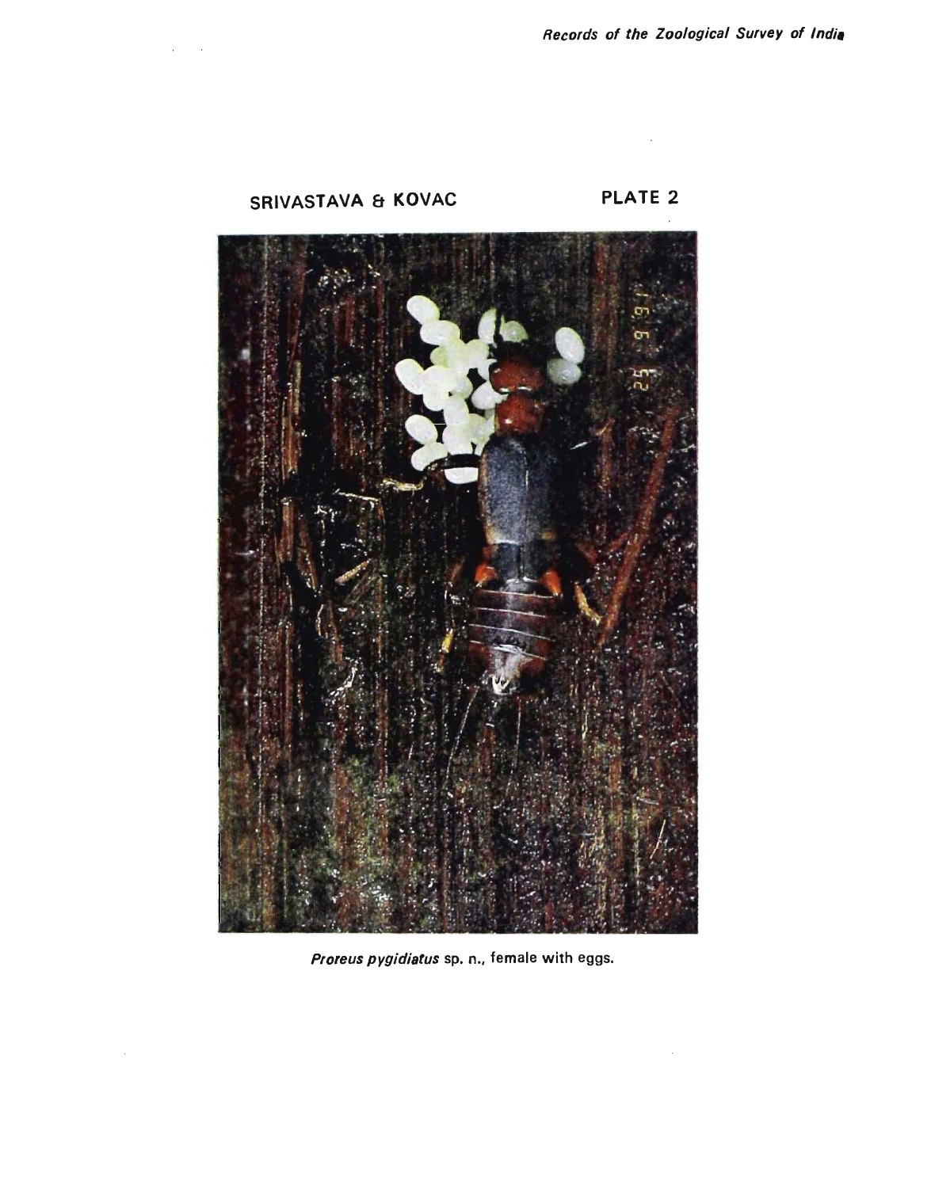SRIVASTAVA & KOVAC

PLATE 2

*Proreus pygidiatus* sp. n., female with eggs.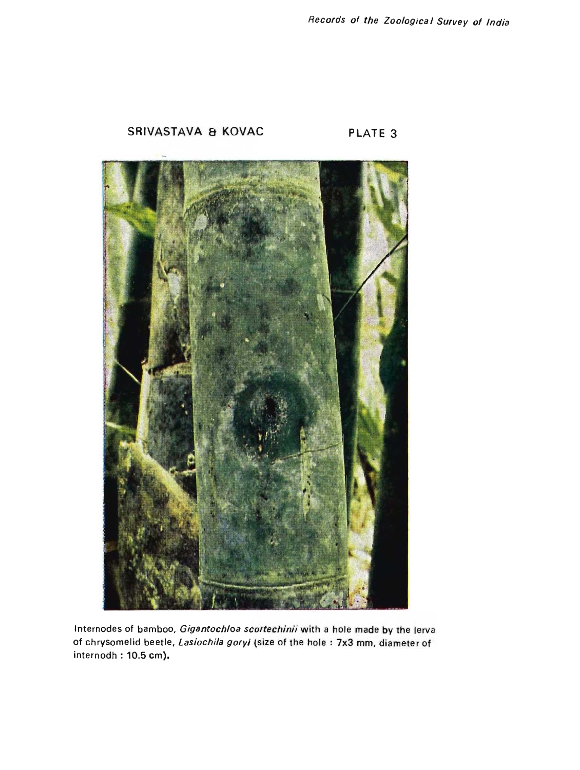SRIVASTAVA & KOVAC PLATE 3

Internodes of bamboo, *Gigantochloa scortechinii* with a hole made by the lerva of chrysomelid beetle, *Lasiochila goryi* (size of the hole : 7x3 mm, diameter of internodh : 10.5 cm).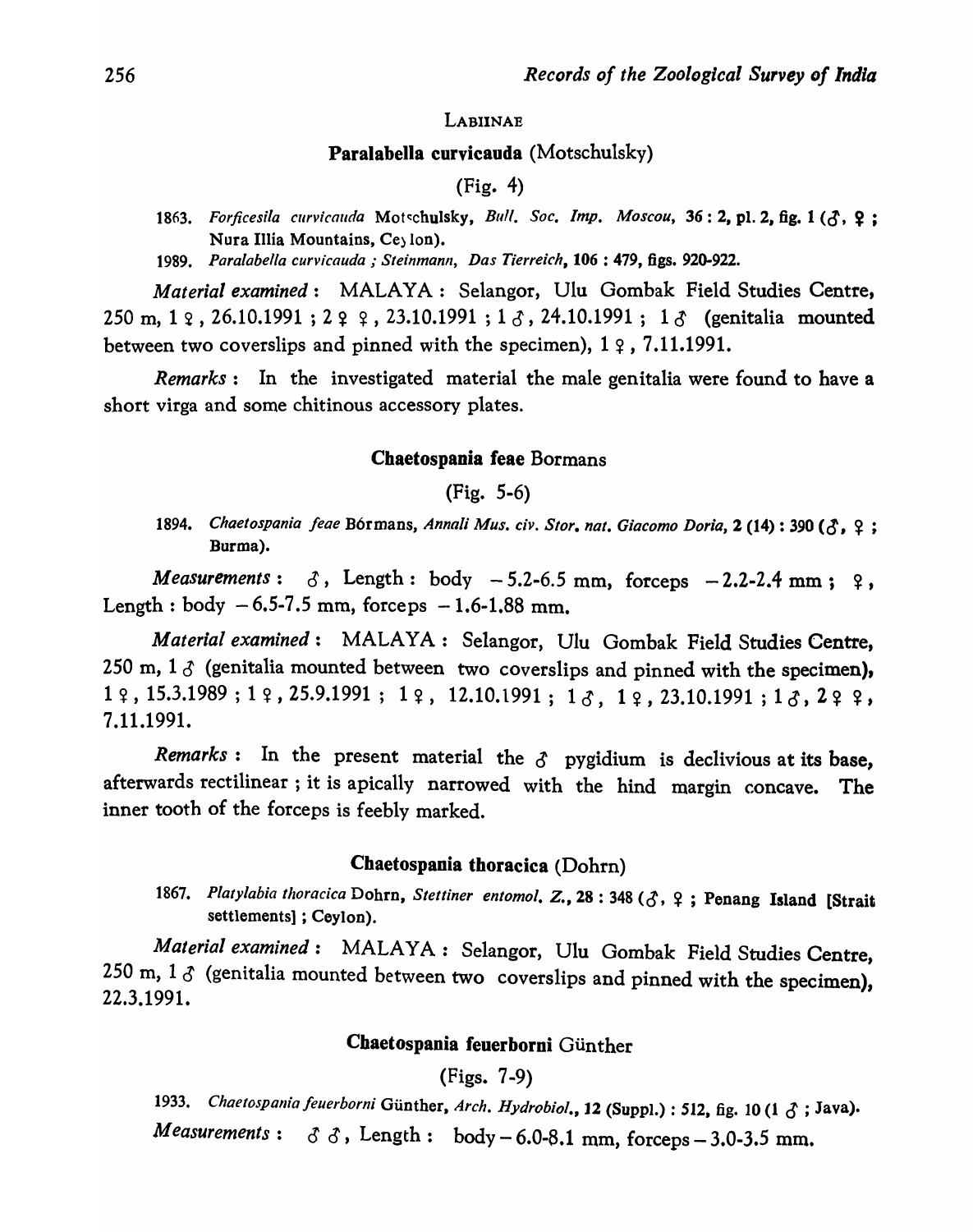LABIINAE

### **Paralabella curvicauda** (Motschulsky)

(Fig. 4)

1863. *Forficesila curvicauda* Motschulsky, *Bull. Soc. Imp. Moscou*, **36** : 2, pl. 2, fig. 1 (♂, ♀ ; Nura Illia Mountains, Ceylon).

1989. *Paralabella curvicauda* ; *Steinmann, Das Tierreich*, **106** : 479, figs. 920-922.

*Material examined* : MALAYA : Selangor, Ulu Gombak Field Studies Centre, 250 m, 1 ♀, 26.10.1991 ; 2 ♀ ♀, 23.10.1991 ; 1 ♂, 24.10.1991 ; 1 ♂ (genitalia mounted between two coverslips and pinned with the specimen), 1 ♀, 7.11.1991.

*Remarks* : In the investigated material the male genitalia were found to have a short virga and some chitinous accessory plates.

### **Chaetospania feae** Bormans

(Fig. 5-6)

1894. *Chaetospania feae* Bórmans, *Annali Mus. civ. Stor. nat. Giacomo Doria*, **2** (14) : 390 (♂, ♀ ; Burma).

*Measurements* : ♂, Length : body – 5.2-6.5 mm, forceps – 2.2-2.4 mm ; ♀, Length : body – 6.5-7.5 mm, forceps – 1.6-1.88 mm.

*Material examined* : MALAYA : Selangor, Ulu Gombak Field Studies Centre, 250 m, 1 ♂ (genitalia mounted between two coverslips and pinned with the specimen), 1 ♀, 15.3.1989 ; 1 ♀, 25.9.1991 ; 1 ♀, 12.10.1991 ; 1 ♂, 1 ♀, 23.10.1991 ; 1 ♂, 2 ♀ ♀, 7.11.1991.

*Remarks* : In the present material the ♂ pygidium is declivious at its base, afterwards rectilinear ; it is apically narrowed with the hind margin concave. The inner tooth of the forceps is feebly marked.

### **Chaetospania thoracica** (Dohrn)

1867. *Platylabia thoracica* Dohrn, *Stettiner entomol. Z.*, **28** : 348 (♂, ♀ ; Penang Island [Strait settlements] ; Ceylon).

*Material examined* : MALAYA : Selangor, Ulu Gombak Field Studies Centre, 250 m, 1 ♂ (genitalia mounted between two coverslips and pinned with the specimen), 22.3.1991.

### **Chaetospania feuerborni** Günther

(Figs. 7-9)

1933. *Chaetospania feuerborni* Günther, *Arch. Hydrobiol.*, **12** (Suppl.) : 512, fig. 10 (1 ♂ ; Java).

*Measurements* : ♂ ♂, Length : body – 6.0-8.1 mm, forceps – 3.0-3.5 mm.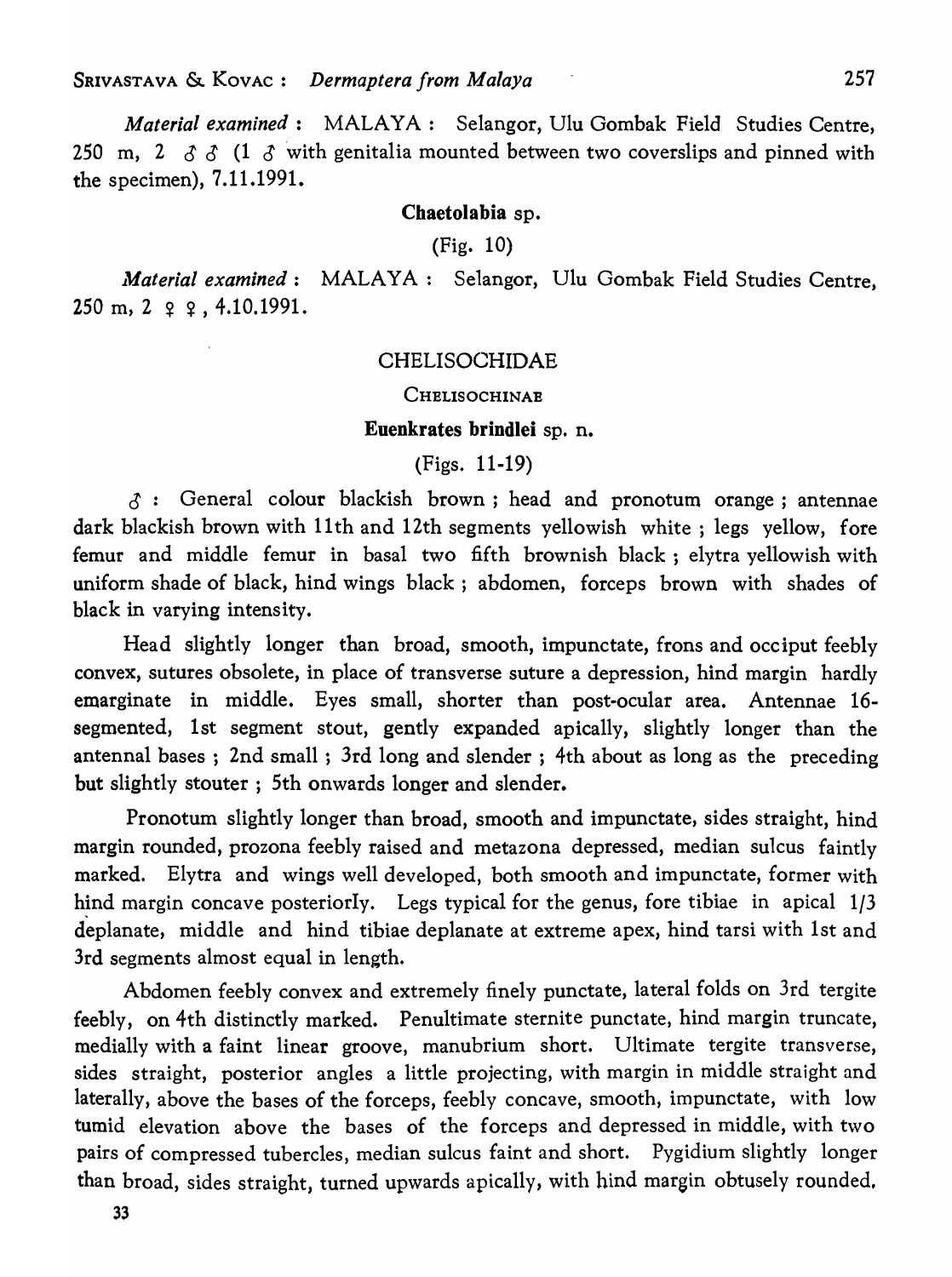*Material examined* : MALAYA : Selangor, Ulu Gombak Field Studies Centre, 250 m, 2 ♂♂ (1 ♂ with genitalia mounted between two coverslips and pinned with the specimen), 7.11.1991.

### Chaetolabia sp.

(Fig. 10)

*Material examined* : MALAYA : Selangor, Ulu Gombak Field Studies Centre, 250 m, 2 ♀♀, 4.10.1991.

## CHELISOCHIDAE

### CHELISOCHINAE

### Euenkrates brindlei sp. n.

(Figs. 11-19)

♂ : General colour blackish brown ; head and pronotum orange ; antennae dark blackish brown with 11th and 12th segments yellowish white ; legs yellow, fore femur and middle femur in basal two fifth brownish black ; elytra yellowish with uniform shade of black, hind wings black ; abdomen, forceps brown with shades of black in varying intensity.

Head slightly longer than broad, smooth, impunctate, frons and occiput feebly convex, sutures obsolete, in place of transverse suture a depression, hind margin hardly emarginate in middle. Eyes small, shorter than post-ocular area. Antennae 16-segmented, 1st segment stout, gently expanded apically, slightly longer than the antennal bases ; 2nd small ; 3rd long and slender ; 4th about as long as the preceding but slightly stouter ; 5th onwards longer and slender.

Pronotum slightly longer than broad, smooth and impunctate, sides straight, hind margin rounded, prozona feebly raised and metazona depressed, median sulcus faintly marked. Elytra and wings well developed, both smooth and impunctate, former with hind margin concave posteriorly. Legs typical for the genus, fore tibiae in apical 1/3 deplanate, middle and hind tibiae deplanate at extreme apex, hind tarsi with 1st and 3rd segments almost equal in length.

Abdomen feebly convex and extremely finely punctate, lateral folds on 3rd tergite feebly, on 4th distinctly marked. Penultimate sternite punctate, hind margin truncate, medially with a faint linear groove, manubrium short. Ultimate tergite transverse, sides straight, posterior angles a little projecting, with margin in middle straight and laterally, above the bases of the forceps, feebly concave, smooth, impunctate, with low tumid elevation above the bases of the forceps and depressed in middle, with two pairs of compressed tubercles, median sulcus faint and short. Pygidium slightly longer than broad, sides straight, turned upwards apically, with hind margin obtusely rounded.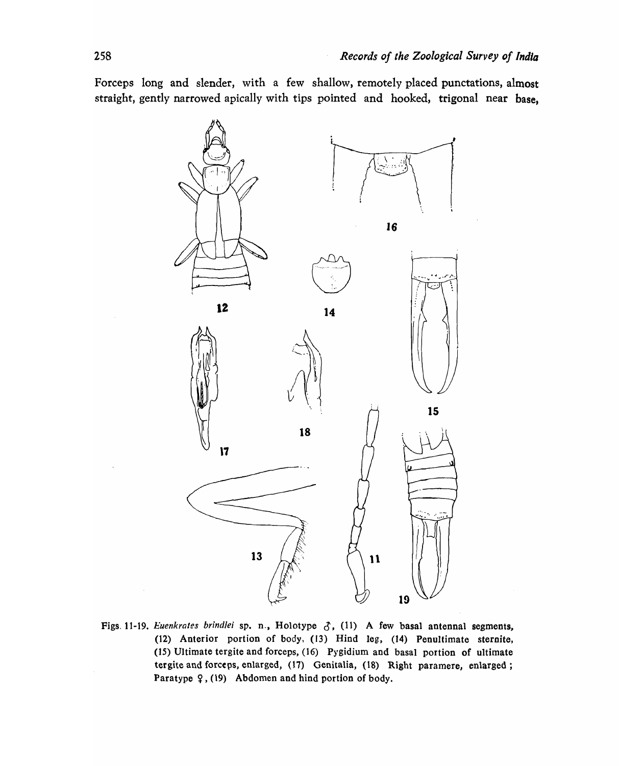Forceps long and slender, with a few shallow, remotely placed punctations, almost straight, gently narrowed apically with tips pointed and hooked, trigonal near base,

Figs. 11-19. *Euenkrates brindlei* sp. n., Holotype ♂, (11) A few basal antennal segments, (12) Anterior portion of body, (13) Hind leg, (14) Penultimate sternite, (15) Ultimate tergite and forceps, (16) Pygidium and basal portion of ultimate tergite and forceps, enlarged, (17) Genitalia, (18) Right paramere, enlarged; Paratype ♀, (19) Abdomen and hind portion of body.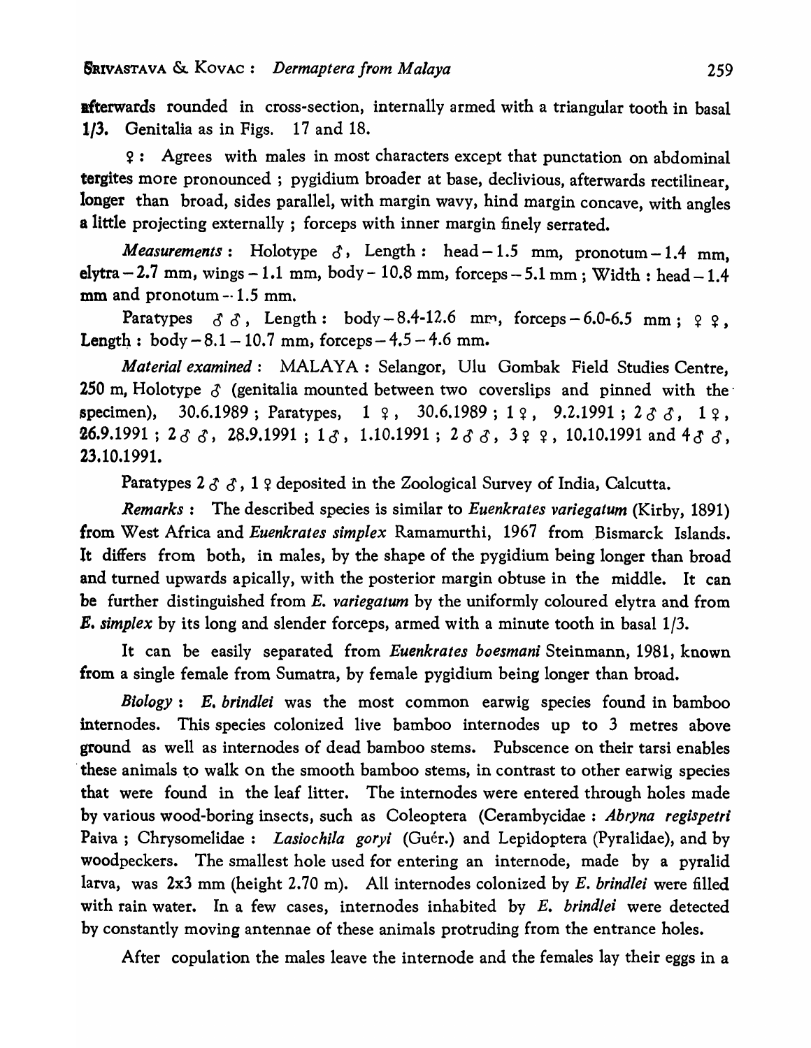afterwards rounded in cross-section, internally armed with a triangular tooth in basal 1/3. Genitalia as in Figs. 17 and 18.

♀ : Agrees with males in most characters except that punctation on abdominal tergites more pronounced ; pygidium broader at base, declivious, afterwards rectilinear, longer than broad, sides parallel, with margin wavy, hind margin concave, with angles a little projecting externally ; forceps with inner margin finely serrated.

*Measurements* : Holotype ♂, Length : head – 1.5 mm, pronotum – 1.4 mm, elytra – 2.7 mm, wings – 1.1 mm, body – 10.8 mm, forceps – 5.1 mm ; Width : head – 1.4 mm and pronotum – 1.5 mm.

Paratypes ♂♂, Length : body – 8.4-12.6 mm, forceps – 6.0-6.5 mm ; ♀♀, Length : body – 8.1 – 10.7 mm, forceps – 4.5 – 4.6 mm.

*Material examined* : MALAYA : Selangor, Ulu Gombak Field Studies Centre, 250 m, Holotype ♂ (genitalia mounted between two coverslips and pinned with the specimen), 30.6.1989 ; Paratypes, 1 ♀, 30.6.1989 ; 1 ♀, 9.2.1991 ; 2 ♂♂, 1 ♀, 26.9.1991 ; 2 ♂♂, 28.9.1991 ; 1 ♂, 1.10.1991 ; 2 ♂♂, 3 ♀♀, 10.10.1991 and 4 ♂♂, 23.10.1991.

Paratypes 2 ♂♂, 1 ♀ deposited in the Zoological Survey of India, Calcutta.

*Remarks* : The described species is similar to *Euenkrates variegatum* (Kirby, 1891) from West Africa and *Euenkrates simplex* Ramamurthi, 1967 from Bismarck Islands. It differs from both, in males, by the shape of the pygidium being longer than broad and turned upwards apically, with the posterior margin obtuse in the middle. It can be further distinguished from *E. variegatum* by the uniformly coloured elytra and from *E. simplex* by its long and slender forceps, armed with a minute tooth in basal 1/3.

It can be easily separated from *Euenkrates boesmani* Steinmann, 1981, known from a single female from Sumatra, by female pygidium being longer than broad.

*Biology* : *E. brindlei* was the most common earwig species found in bamboo internodes. This species colonized live bamboo internodes up to 3 metres above ground as well as internodes of dead bamboo stems. Pubscence on their tarsi enables these animals to walk on the smooth bamboo stems, in contrast to other earwig species that were found in the leaf litter. The internodes were entered through holes made by various wood-boring insects, such as Coleoptera (Cerambycidae : *Abryna regispetri* Paiva ; Chrysomelidae : *Lasiochila goryi* (Guér.) and Lepidoptera (Pyralidae), and by woodpeckers. The smallest hole used for entering an internode, made by a pyralid larva, was 2x3 mm (height 2.70 m). All internodes colonized by *E. brindlei* were filled with rain water. In a few cases, internodes inhabited by *E. brindlei* were detected by constantly moving antennae of these animals protruding from the entrance holes.

After copulation the males leave the internode and the females lay their eggs in a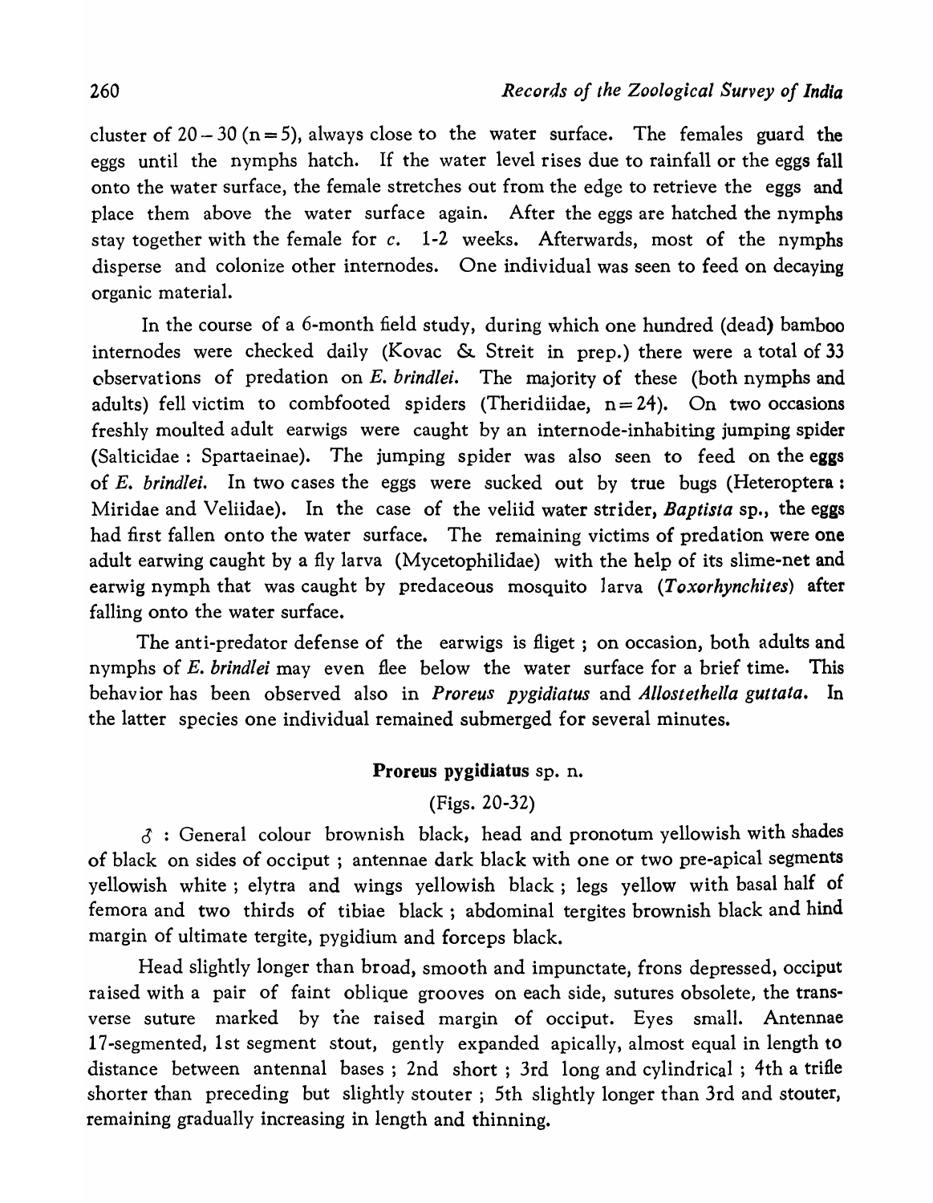cluster of 20 – 30 (n = 5), always close to the water surface. The females guard the eggs until the nymphs hatch. If the water level rises due to rainfall or the eggs fall onto the water surface, the female stretches out from the edge to retrieve the eggs and place them above the water surface again. After the eggs are hatched the nymphs stay together with the female for *c.* 1-2 weeks. Afterwards, most of the nymphs disperse and colonize other internodes. One individual was seen to feed on decaying organic material.

In the course of a 6-month field study, during which one hundred (dead) bamboo internodes were checked daily (Kovac & Streit in prep.) there were a total of 33 observations of predation on *E. brindlei*. The majority of these (both nymphs and adults) fell victim to combfooted spiders (Theridiidae, n = 24). On two occasions freshly moulted adult earwigs were caught by an internode-inhabiting jumping spider (Salticidae : Spartaeinae). The jumping spider was also seen to feed on the eggs of *E. brindlei*. In two cases the eggs were sucked out by true bugs (Heteroptera : Miridae and Veliidae). In the case of the veliid water strider, ***Baptista*** sp., the eggs had first fallen onto the water surface. The remaining victims of predation were one adult earwing caught by a fly larva (Mycetophilidae) with the help of its slime-net and earwig nymph that was caught by predaceous mosquito larva (*Toxorhynchites*) after falling onto the water surface.

The anti-predator defense of the earwigs is fliget ; on occasion, both adults and nymphs of *E. brindlei* may even flee below the water surface for a brief time. This behavior has been observed also in *Proreus pygidiatus* and *Allostethella guttata*. In the latter species one individual remained submerged for several minutes.

## Proreus pygidiatus sp. n.

(Figs. 20-32)

♂ : General colour brownish black, head and pronotum yellowish with shades of black on sides of occiput ; antennae dark black with one or two pre-apical segments yellowish white ; elytra and wings yellowish black ; legs yellow with basal half of femora and two thirds of tibiae black ; abdominal tergites brownish black and hind margin of ultimate tergite, pygidium and forceps black.

Head slightly longer than broad, smooth and impunctate, frons depressed, occiput raised with a pair of faint oblique grooves on each side, sutures obsolete, the transverse suture marked by the raised margin of occiput. Eyes small. Antennae 17-segmented, 1st segment stout, gently expanded apically, almost equal in length to distance between antennal bases ; 2nd short ; 3rd long and cylindrical ; 4th a trifle shorter than preceding but slightly stouter ; 5th slightly longer than 3rd and stouter, remaining gradually increasing in length and thinning.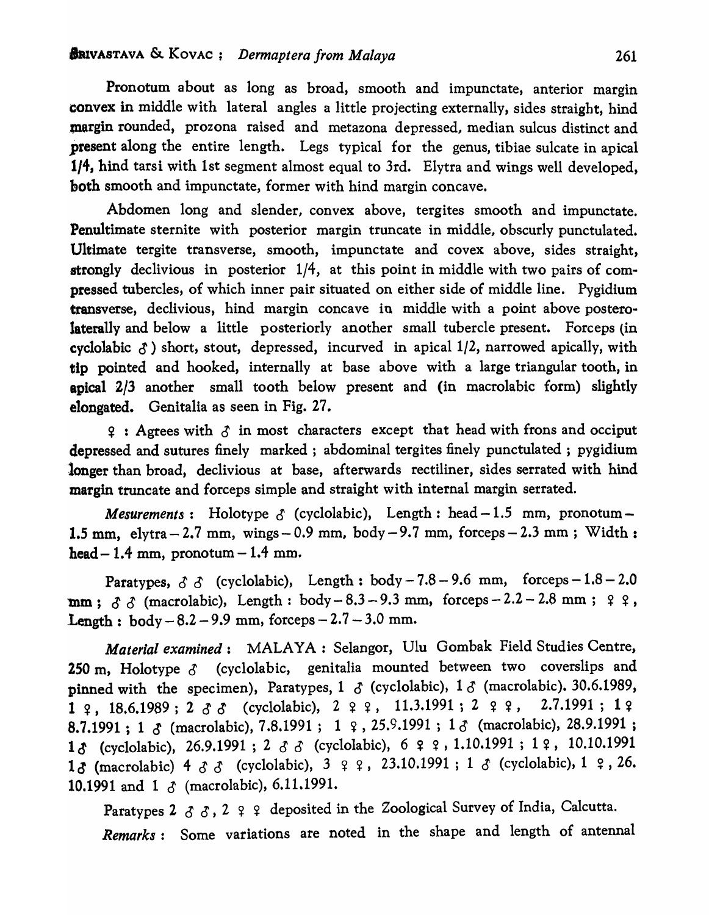Pronotum about as long as broad, smooth and impunctate, anterior margin convex in middle with lateral angles a little projecting externally, sides straight, hind margin rounded, prozona raised and metazona depressed, median sulcus distinct and present along the entire length. Legs typical for the genus, tibiae sulcate in apical 1/4, hind tarsi with 1st segment almost equal to 3rd. Elytra and wings well developed, both smooth and impunctate, former with hind margin concave.

Abdomen long and slender, convex above, tergites smooth and impunctate. Penultimate sternite with posterior margin truncate in middle, obscurly punctulated. Ultimate tergite transverse, smooth, impunctate and covex above, sides straight, strongly declivious in posterior 1/4, at this point in middle with two pairs of compressed tubercles, of which inner pair situated on either side of middle line. Pygidium transverse, declivious, hind margin concave in middle with a point above posterolaterally and below a little posteriorly another small tubercle present. Forceps (in cyclolabic ♂) short, stout, depressed, incurved in apical 1/2, narrowed apically, with tip pointed and hooked, internally at base above with a large triangular tooth, in apical 2/3 another small tooth below present and (in macrolabic form) slightly elongated. Genitalia as seen in Fig. 27.

♀ : Agrees with ♂ in most characters except that head with frons and occiput depressed and sutures finely marked ; abdominal tergites finely punctulated ; pygidium longer than broad, declivious at base, afterwards rectiliner, sides serrated with hind margin truncate and forceps simple and straight with internal margin serrated.

*Mesurements* : Holotype ♂ (cyclolabic), Length : head – 1.5 mm, pronotum – 1.5 mm, elytra – 2.7 mm, wings – 0.9 mm, body – 9.7 mm, forceps – 2.3 mm ; Width : head – 1.4 mm, pronotum – 1.4 mm.

Paratypes, ♂ ♂ (cyclolabic), Length : body – 7.8 – 9.6 mm, forceps – 1.8 – 2.0 mm ; ♂ ♂ (macrolabic), Length : body – 8.3 – 9.3 mm, forceps – 2.2 – 2.8 mm ; ♀ ♀, Length : body – 8.2 – 9.9 mm, forceps – 2.7 – 3.0 mm.

*Material examined* : MALAYA : Selangor, Ulu Gombak Field Studies Centre, 250 m, Holotype ♂ (cyclolabic, genitalia mounted between two coverslips and pinned with the specimen), Paratypes, 1 ♂ (cyclolabic), 1 ♂ (macrolabic). 30.6.1989, 1 ♀, 18.6.1989 ; 2 ♂ ♂ (cyclolabic), 2 ♀ ♀, 11.3.1991 ; 2 ♀ ♀, 2.7.1991 ; 1 ♀ 8.7.1991 ; 1 ♂ (macrolabic), 7.8.1991 ; 1 ♀, 25.9.1991 ; 1 ♂ (macrolabic), 28.9.1991 ; 1 ♂ (cyclolabic), 26.9.1991 ; 2 ♂ ♂ (cyclolabic), 6 ♀ ♀, 1.10.1991 ; 1 ♀, 10.10.1991 1 ♂ (macrolabic) 4 ♂ ♂ (cyclolabic), 3 ♀ ♀, 23.10.1991 ; 1 ♂ (cyclolabic), 1 ♀, 26. 10.1991 and 1 ♂ (macrolabic), 6.11.1991.

Paratypes 2 ♂ ♂, 2 ♀ ♀ deposited in the Zoological Survey of India, Calcutta.

*Remarks* : Some variations are noted in the shape and length of antennal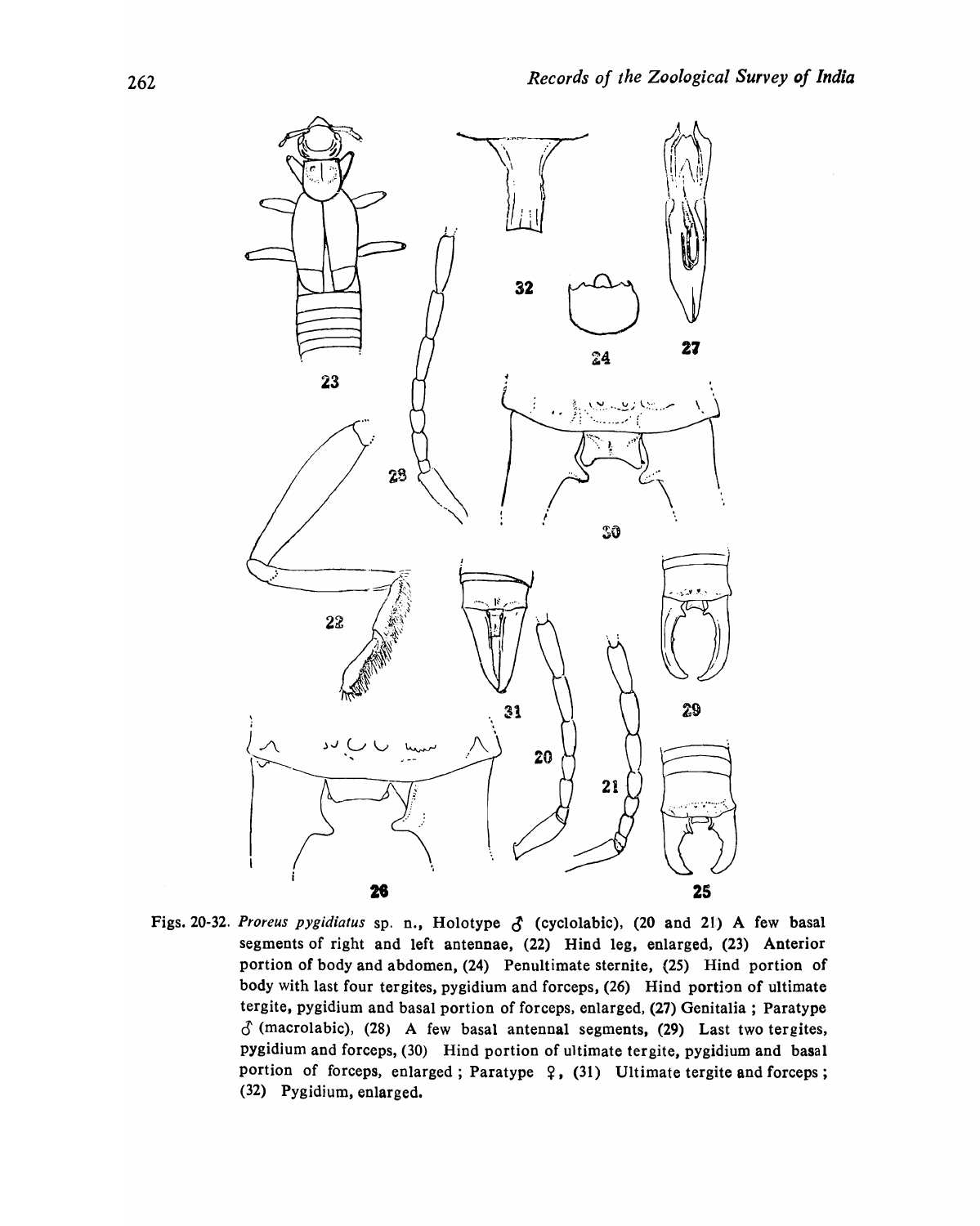Figs. 20-32. *Proreus pygidiatus* sp. n., Holotype ♂ (cyclolabic), (20 and 21) A few basal segments of right and left antennae, (22) Hind leg, enlarged, (23) Anterior portion of body and abdomen, (24) Penultimate sternite, (25) Hind portion of body with last four tergites, pygidium and forceps, (26) Hind portion of ultimate tergite, pygidium and basal portion of forceps, enlarged, (27) Genitalia ; Paratype ♂ (macrolabic), (28) A few basal antennal segments, (29) Last two tergites, pygidium and forceps, (30) Hind portion of ultimate tergite, pygidium and basal portion of forceps, enlarged ; Paratype ♀, (31) Ultimate tergite and forceps ; (32) Pygidium, enlarged.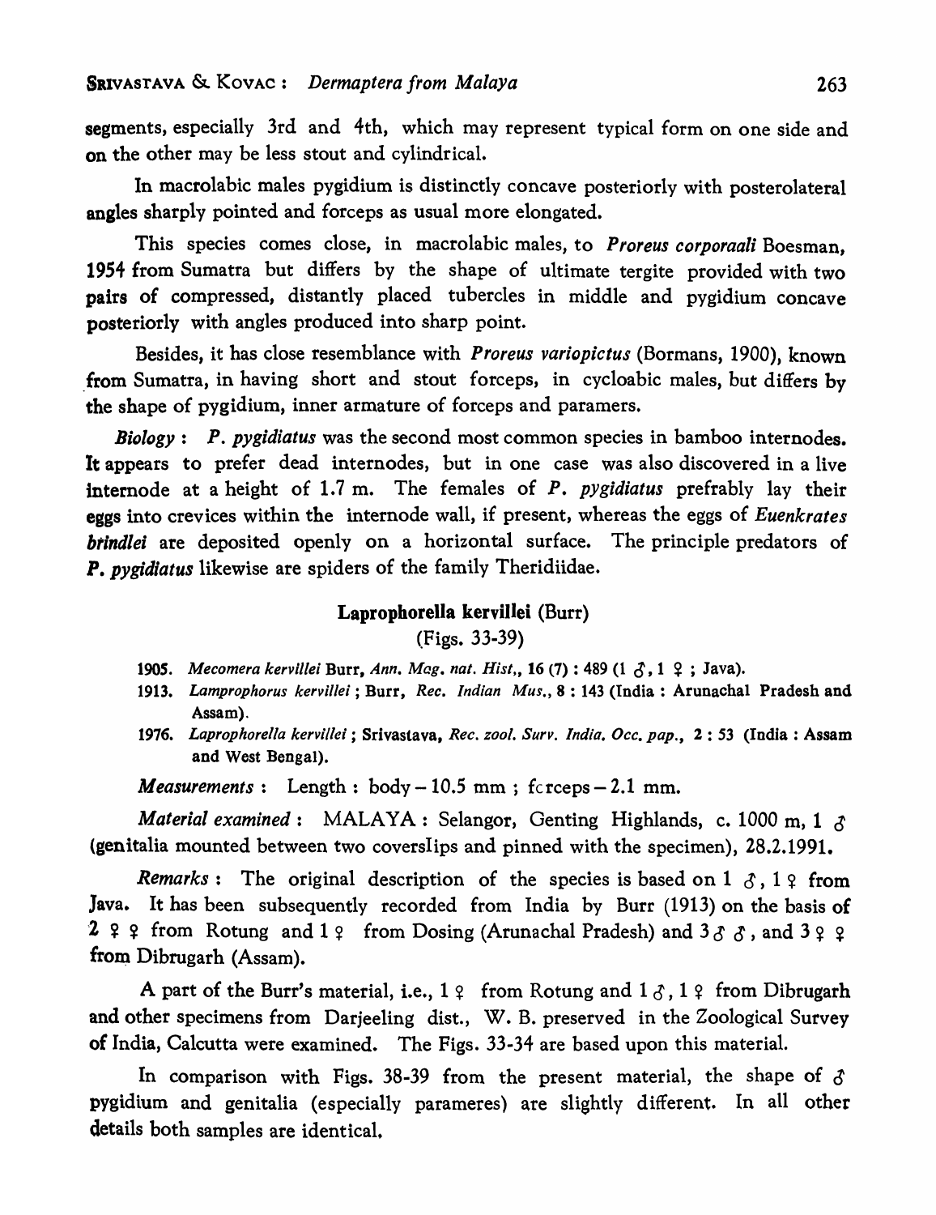segments, especially 3rd and 4th, which may represent typical form on one side and on the other may be less stout and cylindrical.

In macrolabic males pygidium is distinctly concave posteriorly with posterolateral angles sharply pointed and forceps as usual more elongated.

This species comes close, in macrolabic males, to *Proreus corporaali* Boesman, 1954 from Sumatra but differs by the shape of ultimate tergite provided with two pairs of compressed, distantly placed tubercles in middle and pygidium concave posteriorly with angles produced into sharp point.

Besides, it has close resemblance with *Proreus variopictus* (Bormans, 1900), known from Sumatra, in having short and stout forceps, in cycloabic males, but differs by the shape of pygidium, inner armature of forceps and paramers.

*Biology* : *P. pygidiatus* was the second most common species in bamboo internodes. It appears to prefer dead internodes, but in one case was also discovered in a live internode at a height of 1.7 m. The females of *P. pygidiatus* prefrably lay their eggs into crevices within the internode wall, if present, whereas the eggs of *Euenkrates brindlei* are deposited openly on a horizontal surface. The principle predators of *P. pygidiatus* likewise are spiders of the family Theridiidae.

## Laprophorella kervillei (Burr)

(Figs. 33-39)

1905. *Mecomera kervillei* Burr, *Ann. Mag. nat. Hist.*, 16 (7) : 489 (1 ♂, 1 ♀ ; Java).

1913. *Lamprophorus kervillei* ; Burr, *Rec. Indian Mus.*, 8 : 143 (India : Arunachal Pradesh and Assam).

1976. *Laprophorella kervillei* ; Srivastava, *Rec. zool. Surv. India, Occ. pap.*, 2 : 53 (India : Assam and West Bengal).

*Measurements* : Length : body – 10.5 mm ; forceps – 2.1 mm.

*Material examined* : MALAYA : Selangor, Genting Highlands, c. 1000 m, 1 ♂ (genitalia mounted between two coverslips and pinned with the specimen), 28.2.1991.

*Remarks* : The original description of the species is based on 1 ♂, 1 ♀ from Java. It has been subsequently recorded from India by Burr (1913) on the basis of 2 ♀ ♀ from Rotung and 1 ♀ from Dosing (Arunachal Pradesh) and 3 ♂ ♂, and 3 ♀ ♀ from Dibrugarh (Assam).

A part of the Burr's material, i.e., 1 ♀ from Rotung and 1 ♂, 1 ♀ from Dibrugarh and other specimens from Darjeeling dist., W. B. preserved in the Zoological Survey of India, Calcutta were examined. The Figs. 33-34 are based upon this material.

In comparison with Figs. 38-39 from the present material, the shape of ♂ pygidium and genitalia (especially parameres) are slightly different. In all other details both samples are identical.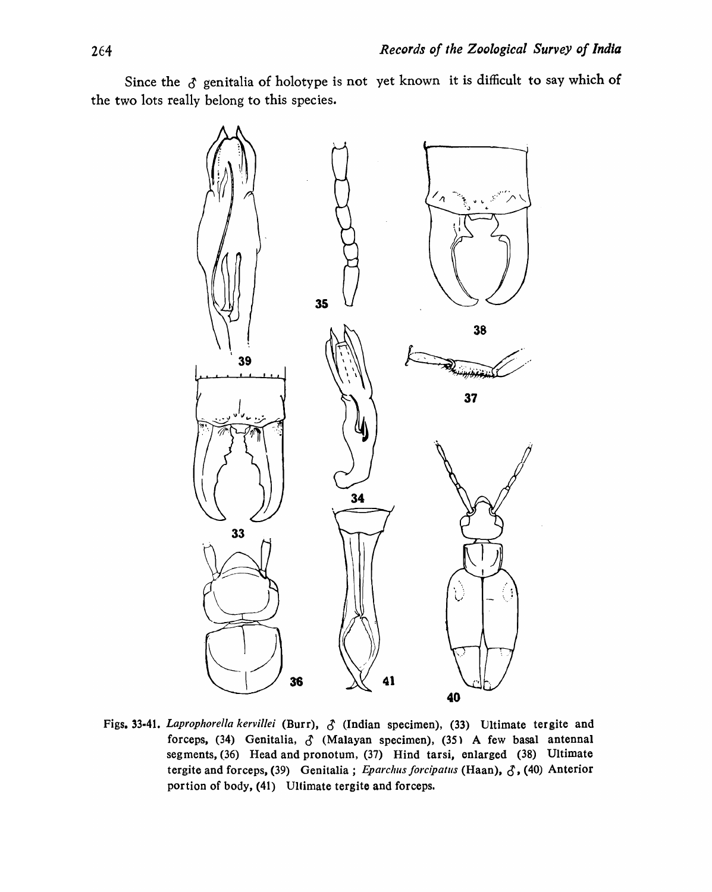Since the ♂ genitalia of holotype is not yet known it is difficult to say which of the two lots really belong to this species.

Figs. 33-41. *Laprophorella kervillei* (Burr), ♂ (Indian specimen), (33) Ultimate tergite and forceps, (34) Genitalia, ♂ (Malayan specimen), (35) A few basal antennal segments, (36) Head and pronotum, (37) Hind tarsi, enlarged (38) Ultimate tergite and forceps, (39) Genitalia ; *Eparchus forcipatus* (Haan), ♂, (40) Anterior portion of body, (41) Ultimate tergite and forceps.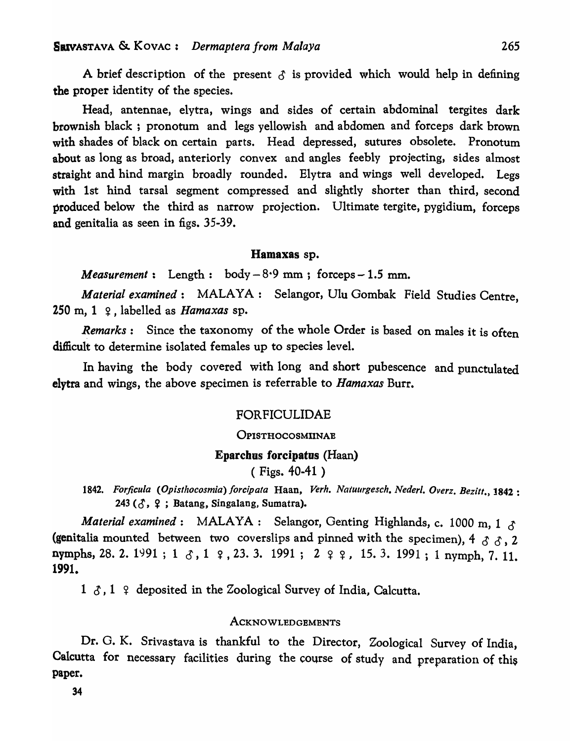A brief description of the present ♂ is provided which would help in defining the proper identity of the species.

Head, antennae, elytra, wings and sides of certain abdominal tergites dark brownish black ; pronotum and legs yellowish and abdomen and forceps dark brown with shades of black on certain parts. Head depressed, sutures obsolete. Pronotum about as long as broad, anteriorly convex and angles feebly projecting, sides almost straight and hind margin broadly rounded. Elytra and wings well developed. Legs with 1st hind tarsal segment compressed and slightly shorter than third, second produced below the third as narrow projection. Ultimate tergite, pygidium, forceps and genitalia as seen in figs. 35-39.

### Hamaxas sp.

*Measurement* : Length : body – 8·9 mm ; forceps – 1.5 mm.

*Material examined* : MALAYA : Selangor, Ulu Gombak Field Studies Centre, 250 m, 1 ♀, labelled as *Hamaxas* sp.

*Remarks* : Since the taxonomy of the whole Order is based on males it is often difficult to determine isolated females up to species level.

In having the body covered with long and short pubescence and punctulated elytra and wings, the above specimen is referrable to *Hamaxas* Burr.

## FORFICULIDAE

### OPISTHOCOSMIINAE

### Eparchus forcipatus (Haan)

( Figs. 40-41 )

1842. *Forficula (Opisthocosmia) forcipata* Haan, *Verh. Natuurgesch. Nederl. Overz. Bezitt.*, **1842** : 243 (♂, ♀ ; Batang, Singalang, Sumatra).

*Material examined* : MALAYA : Selangor, Genting Highlands, c. 1000 m, 1 ♂ (genitalia mounted between two coverslips and pinned with the specimen), 4 ♂♂, 2 nymphs, 28. 2. 1991 ; 1 ♂, 1 ♀, 23. 3. 1991 ; 2 ♀♀, 15. 3. 1991 ; 1 nymph, 7. 11. 1991.

1 ♂, 1 ♀ deposited in the Zoological Survey of India, Calcutta.

### ACKNOWLEDGEMENTS

Dr. G. K. Srivastava is thankful to the Director, Zoological Survey of India, Calcutta for necessary facilities during the course of study and preparation of this paper.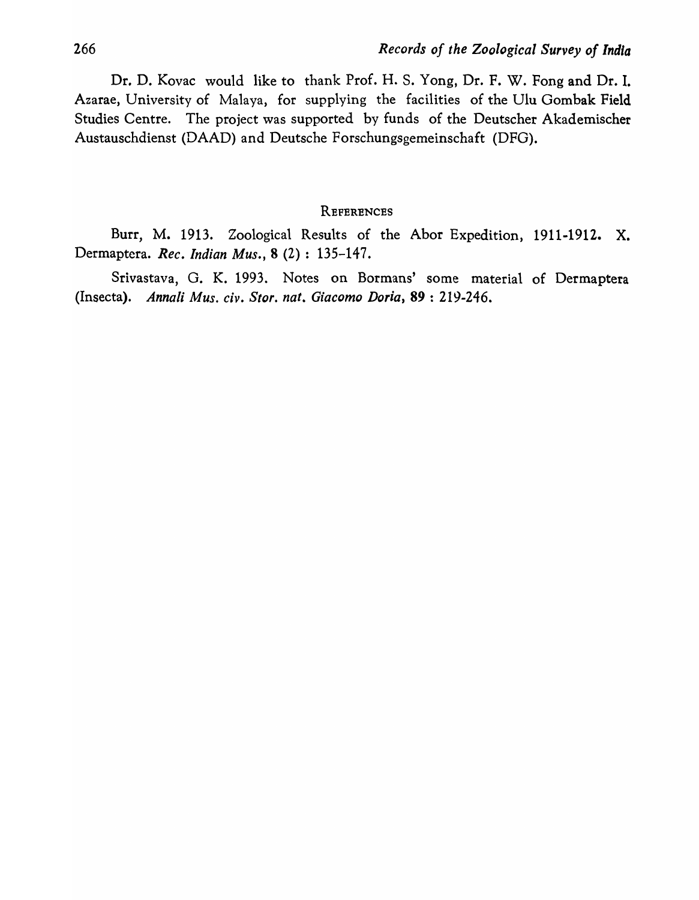Dr. D. Kovac would like to thank Prof. H. S. Yong, Dr. F. W. Fong and Dr. I. Azarae, University of Malaya, for supplying the facilities of the Ulu Gombak Field Studies Centre. The project was supported by funds of the Deutscher Akademischer Austauschdienst (DAAD) and Deutsche Forschungsgemeinschaft (DFG).

## REFERENCES

Burr, M. 1913. Zoological Results of the Abor Expedition, 1911-1912. X. Dermaptera. *Rec. Indian Mus.*, **8** (2) : 135–147.

Srivastava, G. K. 1993. Notes on Bormans' some material of Dermaptera (Insecta). *Annali Mus. civ. Stor. nat. Giacomo Doria*, **89** : 219-246.